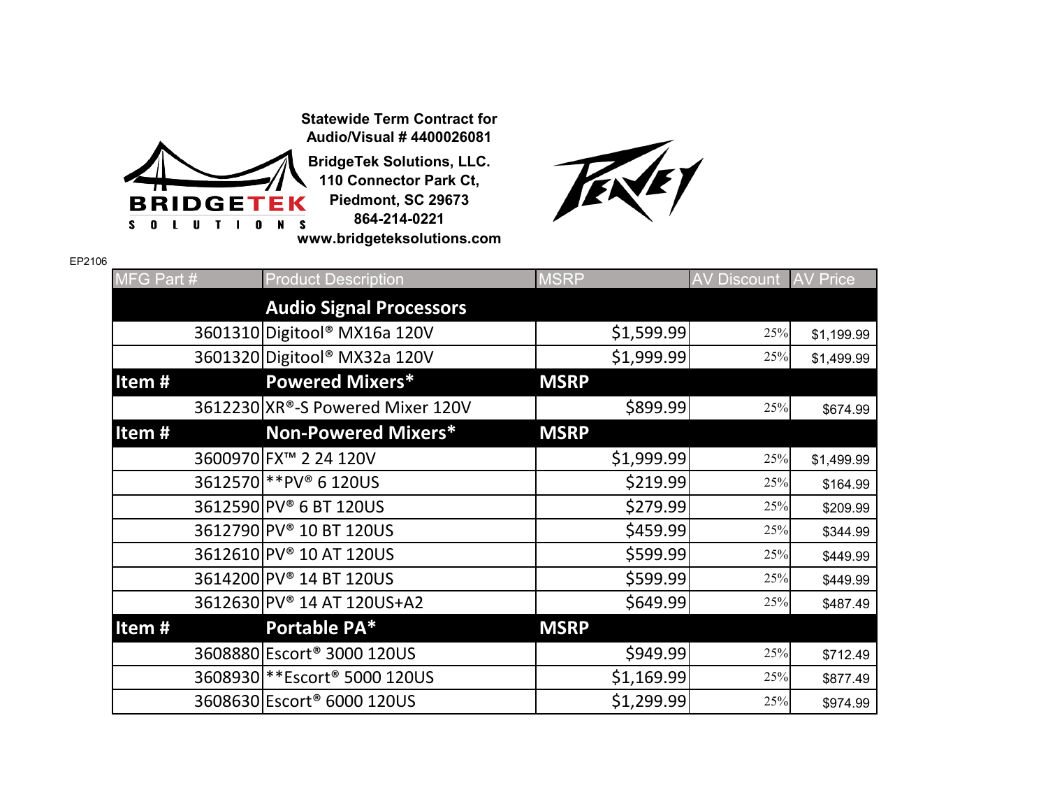**Statewide Term Contract for Audio/Visual # 4400026081**

**BridgeTek Solutions, LLC.**
**110 Connector Park Ct,**
**Piedmont, SC 29673**
**864-214-0221**
**www.bridgeteksolutions.com**

EP2106

| MFG Part # | Product Description | MSRP | AV Discount | AV Price |
|---|---|---|---|---|
| | **Audio Signal Processors** | | | |
| 3601310 | Digitool® MX16a 120V | $1,599.99 | 25% | $1,199.99 |
| 3601320 | Digitool® MX32a 120V | $1,999.99 | 25% | $1,499.99 |
| **Item #** | **Powered Mixers*** | **MSRP** | | |
| 3612230 | XR®-S Powered Mixer 120V | $899.99 | 25% | $674.99 |
| **Item #** | **Non-Powered Mixers*** | **MSRP** | | |
| 3600970 | FX™ 2 24 120V | $1,999.99 | 25% | $1,499.99 |
| 3612570 | **PV® 6 120US | $219.99 | 25% | $164.99 |
| 3612590 | PV® 6 BT 120US | $279.99 | 25% | $209.99 |
| 3612790 | PV® 10 BT 120US | $459.99 | 25% | $344.99 |
| 3612610 | PV® 10 AT 120US | $599.99 | 25% | $449.99 |
| 3614200 | PV® 14 BT 120US | $599.99 | 25% | $449.99 |
| 3612630 | PV® 14 AT 120US+A2 | $649.99 | 25% | $487.49 |
| **Item #** | **Portable PA*** | **MSRP** | | |
| 3608880 | Escort® 3000 120US | $949.99 | 25% | $712.49 |
| 3608930 | **Escort® 5000 120US | $1,169.99 | 25% | $877.49 |
| 3608630 | Escort® 6000 120US | $1,299.99 | 25% | $974.99 |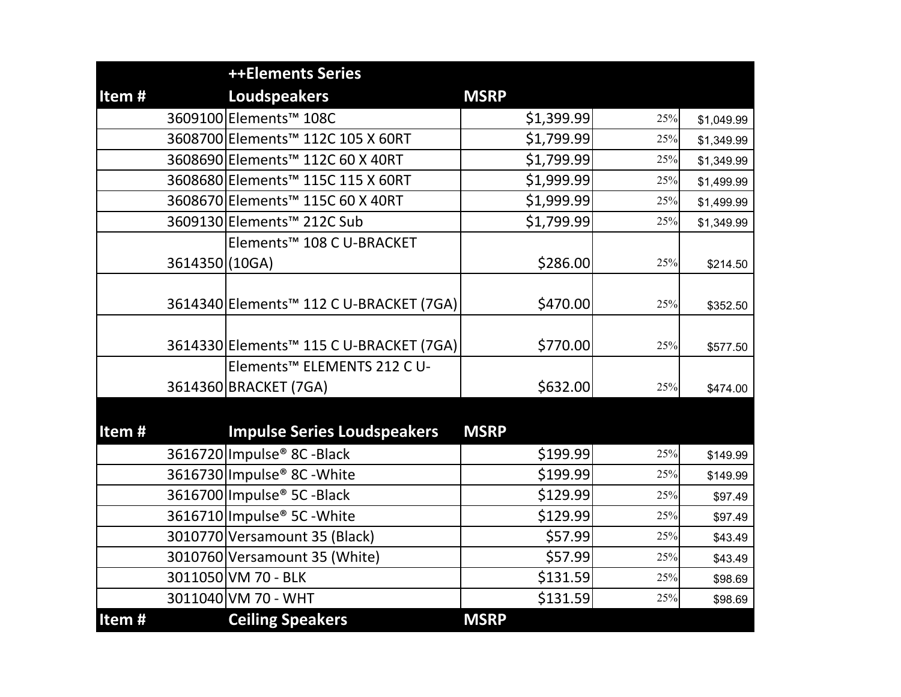| Item # | ++Elements Series Loudspeakers | MSRP | | |
|---|---|---|---|---|
| 3609100 | Elements™ 108C | $1,399.99 | 25% | $1,049.99 |
| 3608700 | Elements™ 112C 105 X 60RT | $1,799.99 | 25% | $1,349.99 |
| 3608690 | Elements™ 112C 60 X 40RT | $1,799.99 | 25% | $1,349.99 |
| 3608680 | Elements™ 115C 115 X 60RT | $1,999.99 | 25% | $1,499.99 |
| 3608670 | Elements™ 115C 60 X 40RT | $1,999.99 | 25% | $1,499.99 |
| 3609130 | Elements™ 212C Sub | $1,799.99 | 25% | $1,349.99 |
| 3614350 | Elements™ 108 C U-BRACKET (10GA) | $286.00 | 25% | $214.50 |
| 3614340 | Elements™ 112 C U-BRACKET (7GA) | $470.00 | 25% | $352.50 |
| 3614330 | Elements™ 115 C U-BRACKET (7GA) | $770.00 | 25% | $577.50 |
| 3614360 | Elements™ ELEMENTS 212 C U-BRACKET (7GA) | $632.00 | 25% | $474.00 |
| **Item #** | **Impulse Series Loudspeakers** | **MSRP** | | |
| 3616720 | Impulse® 8C -Black | $199.99 | 25% | $149.99 |
| 3616730 | Impulse® 8C -White | $199.99 | 25% | $149.99 |
| 3616700 | Impulse® 5C -Black | $129.99 | 25% | $97.49 |
| 3616710 | Impulse® 5C -White | $129.99 | 25% | $97.49 |
| 3010770 | Versamount 35 (Black) | $57.99 | 25% | $43.49 |
| 3010760 | Versamount 35 (White) | $57.99 | 25% | $43.49 |
| 3011050 | VM 70 - BLK | $131.59 | 25% | $98.69 |
| 3011040 | VM 70 - WHT | $131.59 | 25% | $98.69 |
| **Item #** | **Ceiling Speakers** | **MSRP** | | |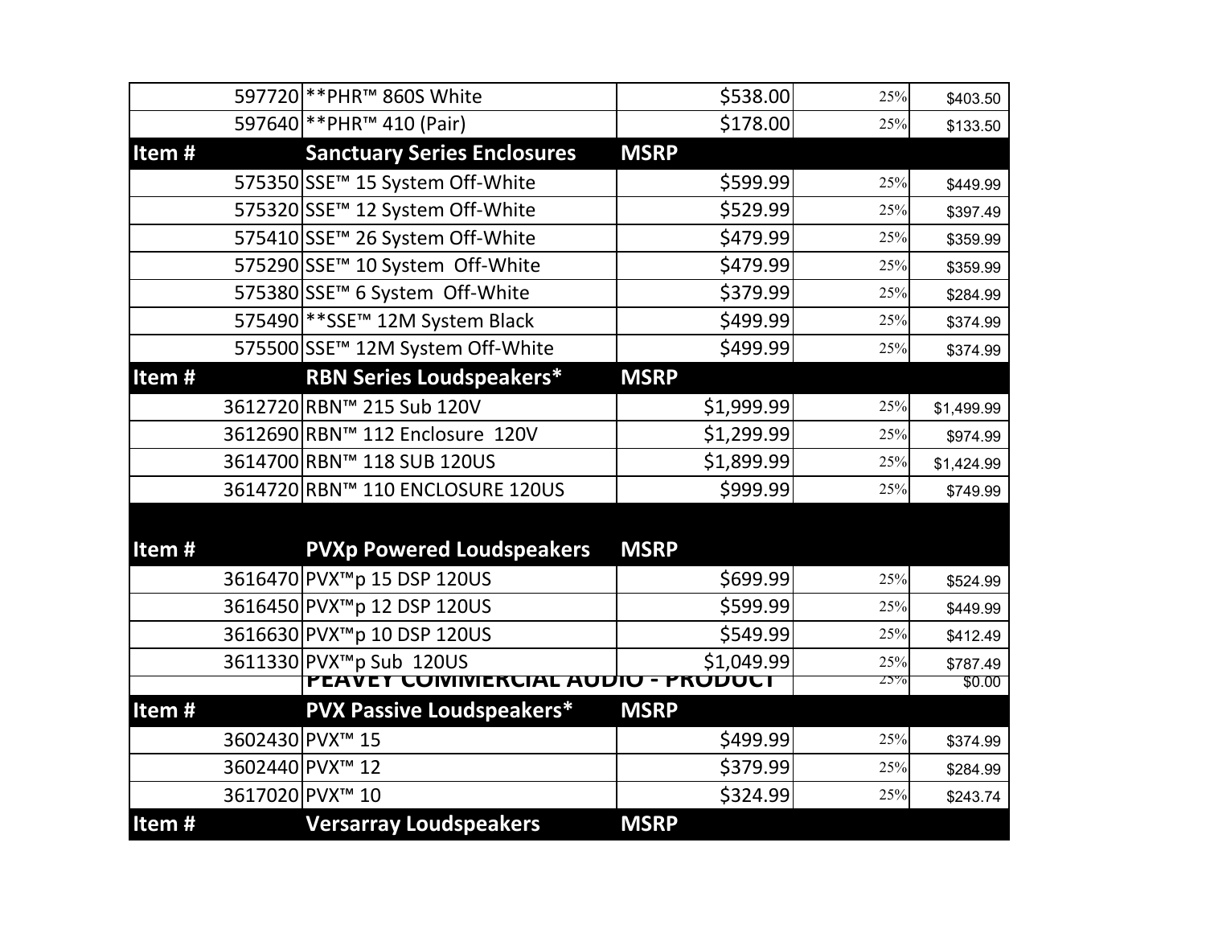| | | | | |
|---|---|---|---|---|
| 597720 | **PHR™ 860S White | $538.00 | 25% | $403.50 |
| 597640 | **PHR™ 410 (Pair) | $178.00 | 25% | $133.50 |
| **Item #** | **Sanctuary Series Enclosures** | **MSRP** | | |
| 575350 | SSE™ 15 System Off-White | $599.99 | 25% | $449.99 |
| 575320 | SSE™ 12 System Off-White | $529.99 | 25% | $397.49 |
| 575410 | SSE™ 26 System Off-White | $479.99 | 25% | $359.99 |
| 575290 | SSE™ 10 System Off-White | $479.99 | 25% | $359.99 |
| 575380 | SSE™ 6 System Off-White | $379.99 | 25% | $284.99 |
| 575490 | **SSE™ 12M System Black | $499.99 | 25% | $374.99 |
| 575500 | SSE™ 12M System Off-White | $499.99 | 25% | $374.99 |
| **Item #** | **RBN Series Loudspeakers*** | **MSRP** | | |
| 3612720 | RBN™ 215 Sub 120V | $1,999.99 | 25% | $1,499.99 |
| 3612690 | RBN™ 112 Enclosure 120V | $1,299.99 | 25% | $974.99 |
| 3614700 | RBN™ 118 SUB 120US | $1,899.99 | 25% | $1,424.99 |
| 3614720 | RBN™ 110 ENCLOSURE 120US | $999.99 | 25% | $749.99 |
| **Item #** | **PVXp Powered Loudspeakers** | **MSRP** | | |
| 3616470 | PVX™p 15 DSP 120US | $699.99 | 25% | $524.99 |
| 3616450 | PVX™p 12 DSP 120US | $599.99 | 25% | $449.99 |
| 3616630 | PVX™p 10 DSP 120US | $549.99 | 25% | $412.49 |
| 3611330 | PVX™p Sub 120US | $1,049.99 | 25% | $787.49 |
| | **PEAVEY COMMERCIAL AUDIO - PRODUCT** | | 25% | $0.00 |
| **Item #** | **PVX Passive Loudspeakers*** | **MSRP** | | |
| 3602430 | PVX™ 15 | $499.99 | 25% | $374.99 |
| 3602440 | PVX™ 12 | $379.99 | 25% | $284.99 |
| 3617020 | PVX™ 10 | $324.99 | 25% | $243.74 |
| **Item #** | **Versarray Loudspeakers** | **MSRP** | | |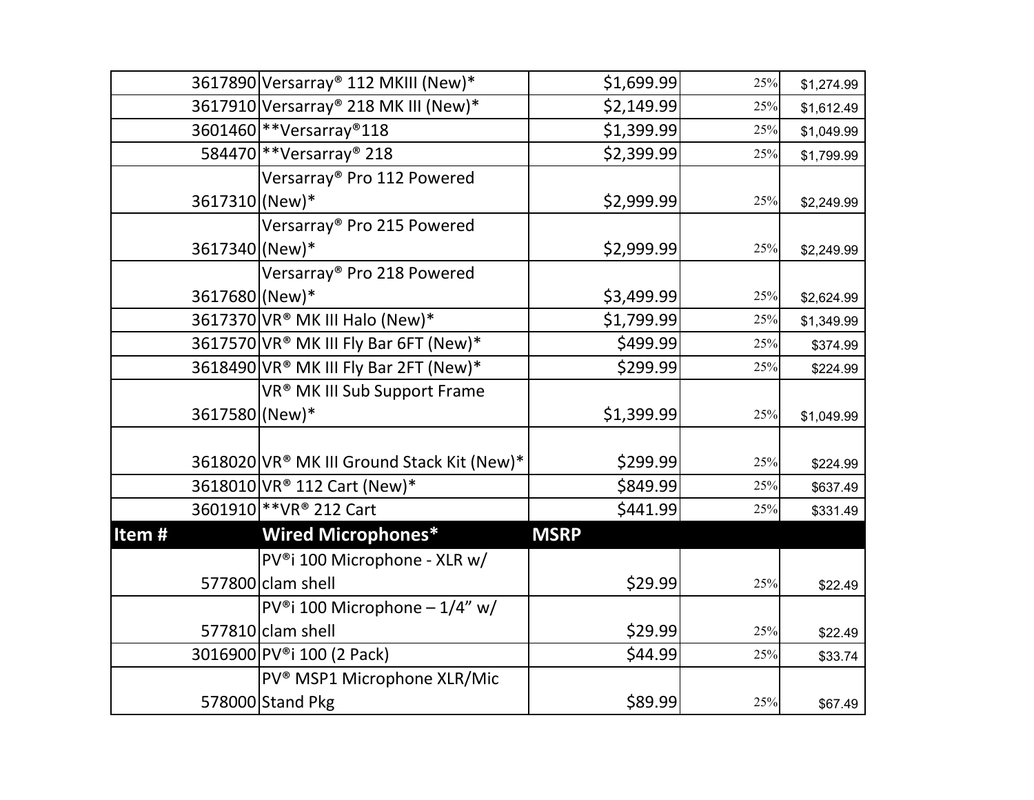| | | | | |
|---|---|---|---|---|
| 3617890 | Versarray® 112 MKIII (New)* | $1,699.99 | 25% | $1,274.99 |
| 3617910 | Versarray® 218 MK III (New)* | $2,149.99 | 25% | $1,612.49 |
| 3601460 | **Versarray®118 | $1,399.99 | 25% | $1,049.99 |
| 584470 | **Versarray® 218 | $2,399.99 | 25% | $1,799.99 |
| 3617310 | Versarray® Pro 112 Powered (New)* | $2,999.99 | 25% | $2,249.99 |
| 3617340 | Versarray® Pro 215 Powered (New)* | $2,999.99 | 25% | $2,249.99 |
| 3617680 | Versarray® Pro 218 Powered (New)* | $3,499.99 | 25% | $2,624.99 |
| 3617370 | VR® MK III Halo (New)* | $1,799.99 | 25% | $1,349.99 |
| 3617570 | VR® MK III Fly Bar 6FT (New)* | $499.99 | 25% | $374.99 |
| 3618490 | VR® MK III Fly Bar 2FT (New)* | $299.99 | 25% | $224.99 |
| 3617580 | VR® MK III Sub Support Frame (New)* | $1,399.99 | 25% | $1,049.99 |
| 3618020 | VR® MK III Ground Stack Kit (New)* | $299.99 | 25% | $224.99 |
| 3618010 | VR® 112 Cart (New)* | $849.99 | 25% | $637.49 |
| 3601910 | **VR® 212 Cart | $441.99 | 25% | $331.49 |
| **Item #** | **Wired Microphones*** | **MSRP** | | |
| 577800 | PV®i 100 Microphone - XLR w/ clam shell | $29.99 | 25% | $22.49 |
| 577810 | PV®i 100 Microphone – 1/4” w/ clam shell | $29.99 | 25% | $22.49 |
| 3016900 | PV®i 100 (2 Pack) | $44.99 | 25% | $33.74 |
| 578000 | PV® MSP1 Microphone XLR/Mic Stand Pkg | $89.99 | 25% | $67.49 |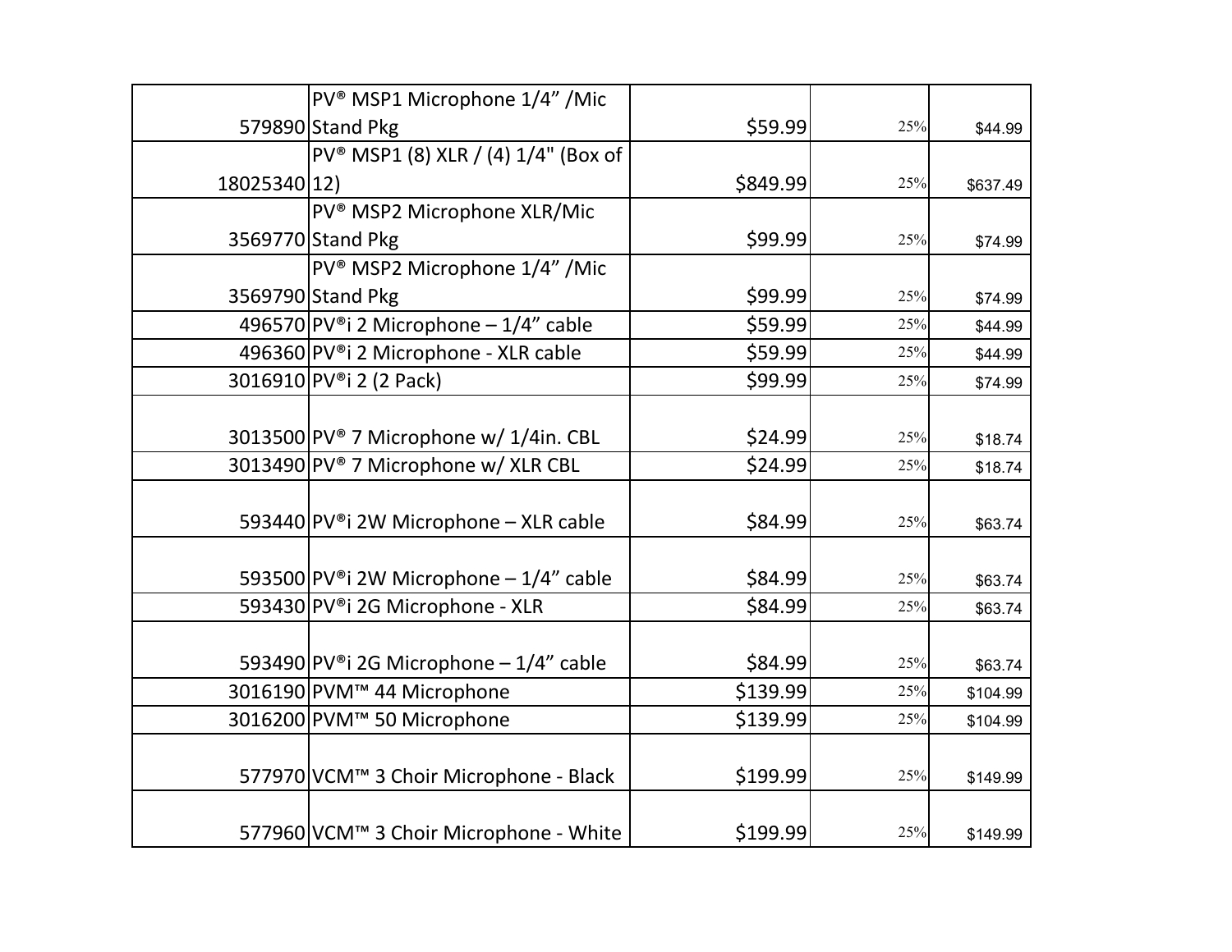| | | | | |
|---|---|---|---|---|
| 579890 | PV® MSP1 Microphone 1/4” /Mic Stand Pkg | $59.99 | 25% | $44.99 |
| 18025340 | PV® MSP1 (8) XLR / (4) 1/4" (Box of 12) | $849.99 | 25% | $637.49 |
| 3569770 | PV® MSP2 Microphone XLR/Mic Stand Pkg | $99.99 | 25% | $74.99 |
| 3569790 | PV® MSP2 Microphone 1/4” /Mic Stand Pkg | $99.99 | 25% | $74.99 |
| 496570 | PV®i 2 Microphone – 1/4” cable | $59.99 | 25% | $44.99 |
| 496360 | PV®i 2 Microphone - XLR cable | $59.99 | 25% | $44.99 |
| 3016910 | PV®i 2 (2 Pack) | $99.99 | 25% | $74.99 |
| 3013500 | PV® 7 Microphone w/ 1/4in. CBL | $24.99 | 25% | $18.74 |
| 3013490 | PV® 7 Microphone w/ XLR CBL | $24.99 | 25% | $18.74 |
| 593440 | PV®i 2W Microphone – XLR cable | $84.99 | 25% | $63.74 |
| 593500 | PV®i 2W Microphone – 1/4” cable | $84.99 | 25% | $63.74 |
| 593430 | PV®i 2G Microphone - XLR | $84.99 | 25% | $63.74 |
| 593490 | PV®i 2G Microphone – 1/4” cable | $84.99 | 25% | $63.74 |
| 3016190 | PVM™ 44 Microphone | $139.99 | 25% | $104.99 |
| 3016200 | PVM™ 50 Microphone | $139.99 | 25% | $104.99 |
| 577970 | VCM™ 3 Choir Microphone - Black | $199.99 | 25% | $149.99 |
| 577960 | VCM™ 3 Choir Microphone - White | $199.99 | 25% | $149.99 |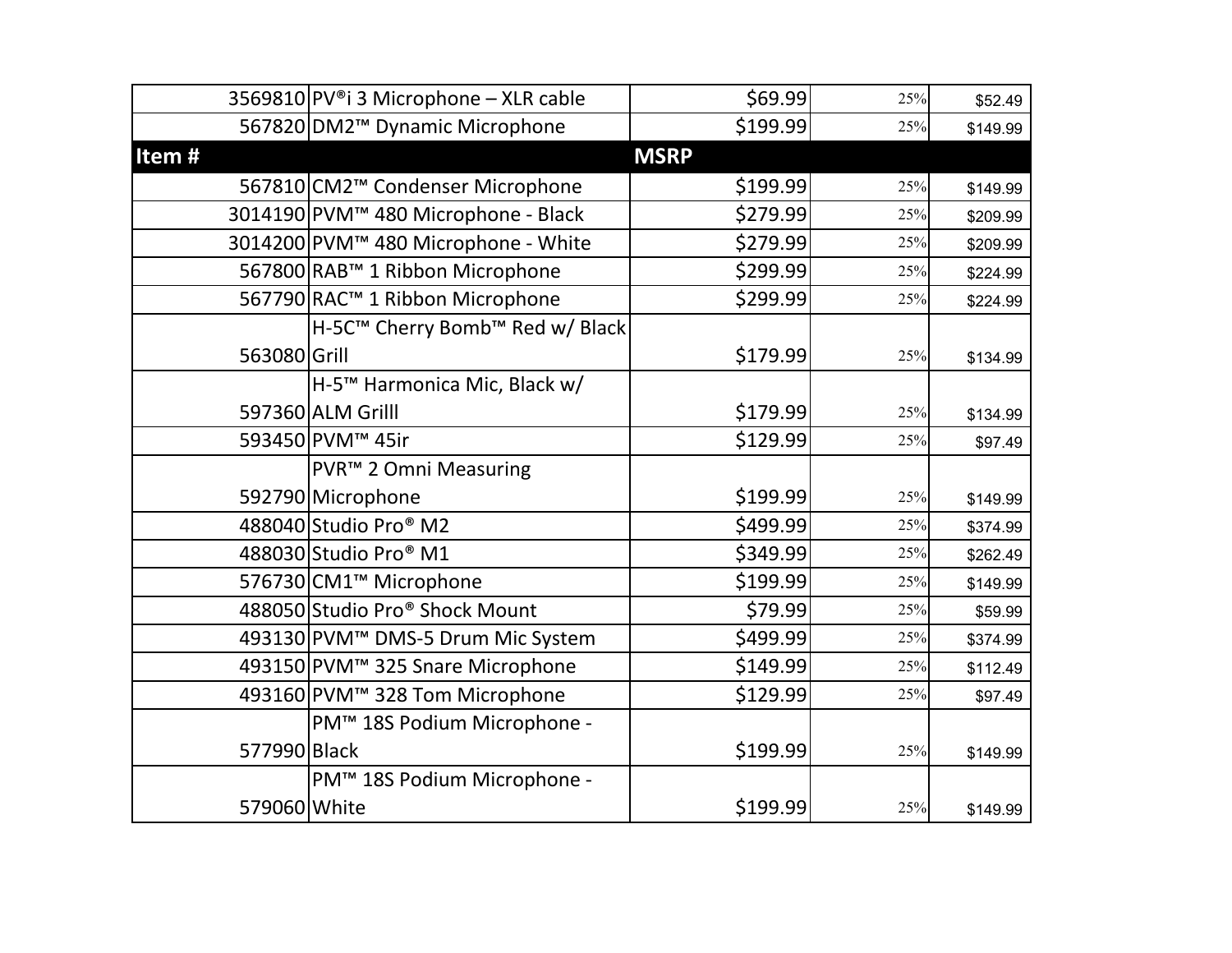| | | | | |
|---|---|---|---|---|
| 3569810 | PV®i 3 Microphone – XLR cable | $69.99 | 25% | $52.49 |
| 567820 | DM2™ Dynamic Microphone | $199.99 | 25% | $149.99 |
| **Item #** | | **MSRP** | | |
| 567810 | CM2™ Condenser Microphone | $199.99 | 25% | $149.99 |
| 3014190 | PVM™ 480 Microphone - Black | $279.99 | 25% | $209.99 |
| 3014200 | PVM™ 480 Microphone - White | $279.99 | 25% | $209.99 |
| 567800 | RAB™ 1 Ribbon Microphone | $299.99 | 25% | $224.99 |
| 567790 | RAC™ 1 Ribbon Microphone | $299.99 | 25% | $224.99 |
| 563080 | H-5C™ Cherry Bomb™ Red w/ Black Grill | $179.99 | 25% | $134.99 |
| 597360 | H-5™ Harmonica Mic, Black w/ ALM Grilll | $179.99 | 25% | $134.99 |
| 593450 | PVM™ 45ir | $129.99 | 25% | $97.49 |
| 592790 | PVR™ 2 Omni Measuring Microphone | $199.99 | 25% | $149.99 |
| 488040 | Studio Pro® M2 | $499.99 | 25% | $374.99 |
| 488030 | Studio Pro® M1 | $349.99 | 25% | $262.49 |
| 576730 | CM1™ Microphone | $199.99 | 25% | $149.99 |
| 488050 | Studio Pro® Shock Mount | $79.99 | 25% | $59.99 |
| 493130 | PVM™ DMS-5 Drum Mic System | $499.99 | 25% | $374.99 |
| 493150 | PVM™ 325 Snare Microphone | $149.99 | 25% | $112.49 |
| 493160 | PVM™ 328 Tom Microphone | $129.99 | 25% | $97.49 |
| 577990 | PM™ 18S Podium Microphone - Black | $199.99 | 25% | $149.99 |
| 579060 | PM™ 18S Podium Microphone - White | $199.99 | 25% | $149.99 |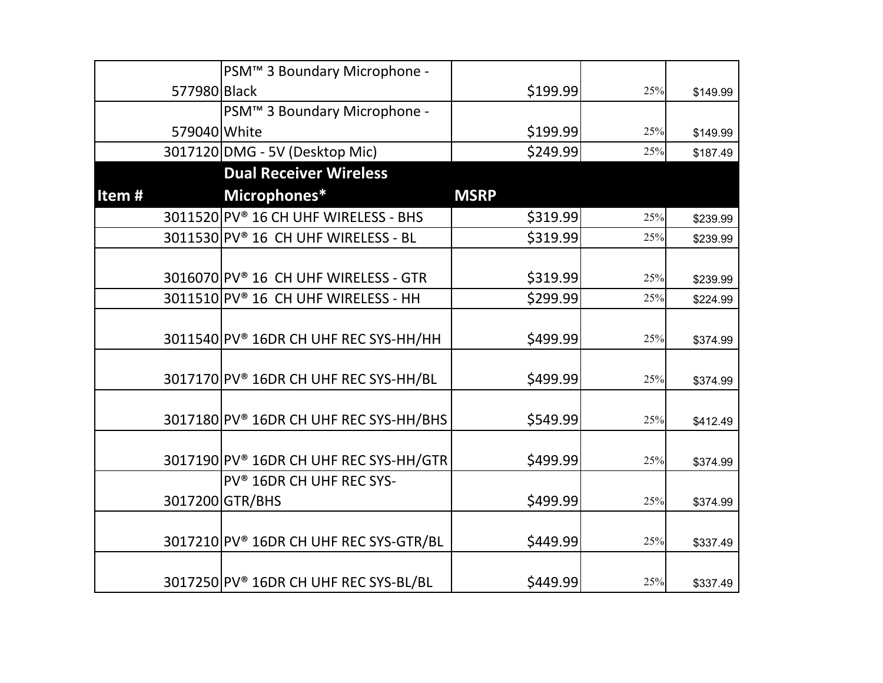| | | | | |
|---|---|---|---|---|
| 577980 | PSM™ 3 Boundary Microphone - Black | $199.99 | 25% | $149.99 |
| 579040 | PSM™ 3 Boundary Microphone - White | $199.99 | 25% | $149.99 |
| 3017120 | DMG - 5V (Desktop Mic) | $249.99 | 25% | $187.49 |
| **Item #** | **Dual Receiver Wireless Microphones*** | **MSRP** | | |
| 3011520 | PV® 16 CH UHF WIRELESS - BHS | $319.99 | 25% | $239.99 |
| 3011530 | PV® 16 CH UHF WIRELESS - BL | $319.99 | 25% | $239.99 |
| 3016070 | PV® 16 CH UHF WIRELESS - GTR | $319.99 | 25% | $239.99 |
| 3011510 | PV® 16 CH UHF WIRELESS - HH | $299.99 | 25% | $224.99 |
| 3011540 | PV® 16DR CH UHF REC SYS-HH/HH | $499.99 | 25% | $374.99 |
| 3017170 | PV® 16DR CH UHF REC SYS-HH/BL | $499.99 | 25% | $374.99 |
| 3017180 | PV® 16DR CH UHF REC SYS-HH/BHS | $549.99 | 25% | $412.49 |
| 3017190 | PV® 16DR CH UHF REC SYS-HH/GTR | $499.99 | 25% | $374.99 |
| 3017200 | PV® 16DR CH UHF REC SYS-GTR/BHS | $499.99 | 25% | $374.99 |
| 3017210 | PV® 16DR CH UHF REC SYS-GTR/BL | $449.99 | 25% | $337.49 |
| 3017250 | PV® 16DR CH UHF REC SYS-BL/BL | $449.99 | 25% | $337.49 |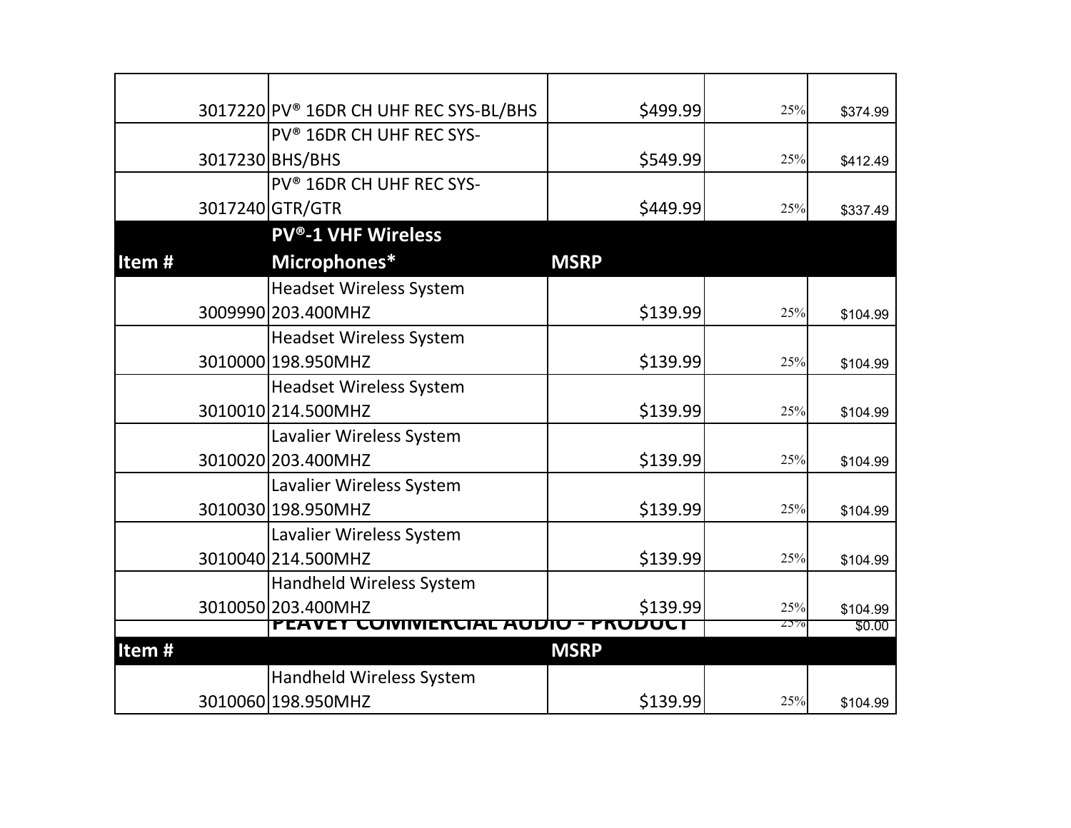| | | | | |
|---|---|---|---|---|
| 3017220 | PV® 16DR CH UHF REC SYS-BL/BHS | $499.99 | 25% | $374.99 |
| 3017230 | PV® 16DR CH UHF REC SYS-BHS/BHS | $549.99 | 25% | $412.49 |
| 3017240 | PV® 16DR CH UHF REC SYS-GTR/GTR | $449.99 | 25% | $337.49 |
| **Item #** | **PV®-1 VHF Wireless Microphones*** | **MSRP** | | |
| 3009990 | Headset Wireless System 203.400MHZ | $139.99 | 25% | $104.99 |
| 3010000 | Headset Wireless System 198.950MHZ | $139.99 | 25% | $104.99 |
| 3010010 | Headset Wireless System 214.500MHZ | $139.99 | 25% | $104.99 |
| 3010020 | Lavalier Wireless System 203.400MHZ | $139.99 | 25% | $104.99 |
| 3010030 | Lavalier Wireless System 198.950MHZ | $139.99 | 25% | $104.99 |
| 3010040 | Lavalier Wireless System 214.500MHZ | $139.99 | 25% | $104.99 |
| 3010050 | Handheld Wireless System 203.400MHZ | $139.99 | 25% | $104.99 |
| | PEAVEY COMMERCIAL AUDIO - PRODUCT | | 25% | $0.00 |
| **Item #** | | **MSRP** | | |
| 3010060 | Handheld Wireless System 198.950MHZ | $139.99 | 25% | $104.99 |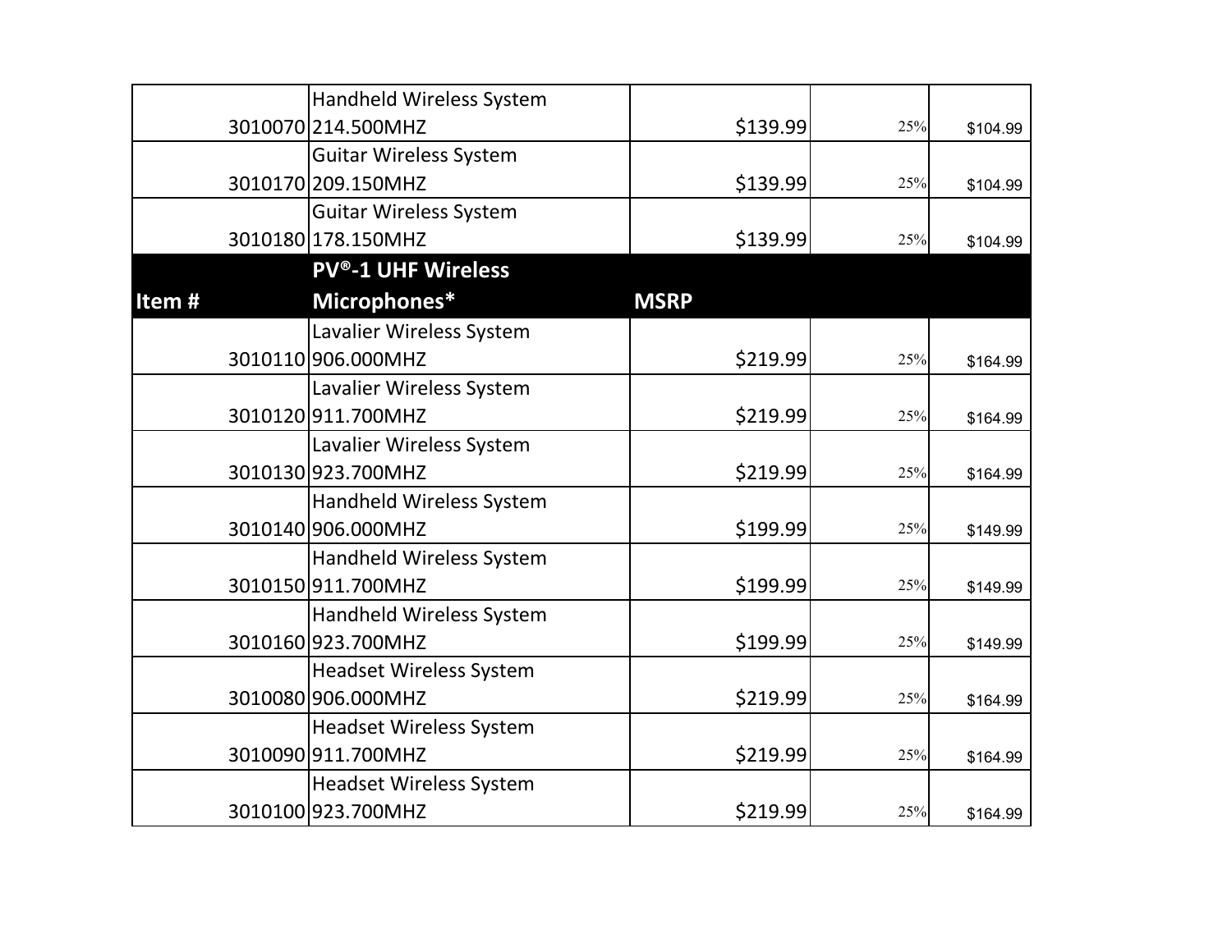| | | | | |
|---|---|---|---|---|
| 3010070 | Handheld Wireless System 214.500MHZ | $139.99 | 25% | $104.99 |
| 3010170 | Guitar Wireless System 209.150MHZ | $139.99 | 25% | $104.99 |
| 3010180 | Guitar Wireless System 178.150MHZ | $139.99 | 25% | $104.99 |
| **Item #** | **PV®-1 UHF Wireless Microphones*** | **MSRP** | | |
| 3010110 | Lavalier Wireless System 906.000MHZ | $219.99 | 25% | $164.99 |
| 3010120 | Lavalier Wireless System 911.700MHZ | $219.99 | 25% | $164.99 |
| 3010130 | Lavalier Wireless System 923.700MHZ | $219.99 | 25% | $164.99 |
| 3010140 | Handheld Wireless System 906.000MHZ | $199.99 | 25% | $149.99 |
| 3010150 | Handheld Wireless System 911.700MHZ | $199.99 | 25% | $149.99 |
| 3010160 | Handheld Wireless System 923.700MHZ | $199.99 | 25% | $149.99 |
| 3010080 | Headset Wireless System 906.000MHZ | $219.99 | 25% | $164.99 |
| 3010090 | Headset Wireless System 911.700MHZ | $219.99 | 25% | $164.99 |
| 3010100 | Headset Wireless System 923.700MHZ | $219.99 | 25% | $164.99 |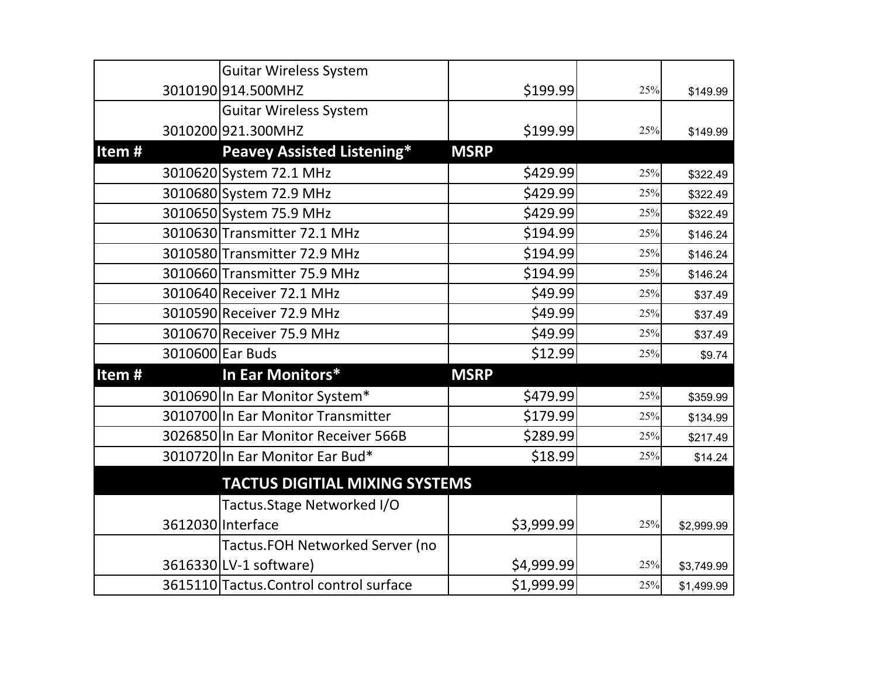| | | | | |
|---|---|---|---|---|
| 3010190 | Guitar Wireless System 914.500MHZ | $199.99 | 25% | $149.99 |
| 3010200 | Guitar Wireless System 921.300MHZ | $199.99 | 25% | $149.99 |
| **Item #** | **Peavey Assisted Listening*** | **MSRP** | | |
| 3010620 | System 72.1 MHz | $429.99 | 25% | $322.49 |
| 3010680 | System 72.9 MHz | $429.99 | 25% | $322.49 |
| 3010650 | System 75.9 MHz | $429.99 | 25% | $322.49 |
| 3010630 | Transmitter 72.1 MHz | $194.99 | 25% | $146.24 |
| 3010580 | Transmitter 72.9 MHz | $194.99 | 25% | $146.24 |
| 3010660 | Transmitter 75.9 MHz | $194.99 | 25% | $146.24 |
| 3010640 | Receiver 72.1 MHz | $49.99 | 25% | $37.49 |
| 3010590 | Receiver 72.9 MHz | $49.99 | 25% | $37.49 |
| 3010670 | Receiver 75.9 MHz | $49.99 | 25% | $37.49 |
| 3010600 | Ear Buds | $12.99 | 25% | $9.74 |
| **Item #** | **In Ear Monitors*** | **MSRP** | | |
| 3010690 | In Ear Monitor System* | $479.99 | 25% | $359.99 |
| 3010700 | In Ear Monitor Transmitter | $179.99 | 25% | $134.99 |
| 3026850 | In Ear Monitor Receiver 566B | $289.99 | 25% | $217.49 |
| 3010720 | In Ear Monitor Ear Bud* | $18.99 | 25% | $14.24 |
| | **TACTUS DIGITIAL MIXING SYSTEMS** | | | |
| 3612030 | Tactus.Stage Networked I/O Interface | $3,999.99 | 25% | $2,999.99 |
| 3616330 | Tactus.FOH Networked Server (no LV-1 software) | $4,999.99 | 25% | $3,749.99 |
| 3615110 | Tactus.Control control surface | $1,999.99 | 25% | $1,499.99 |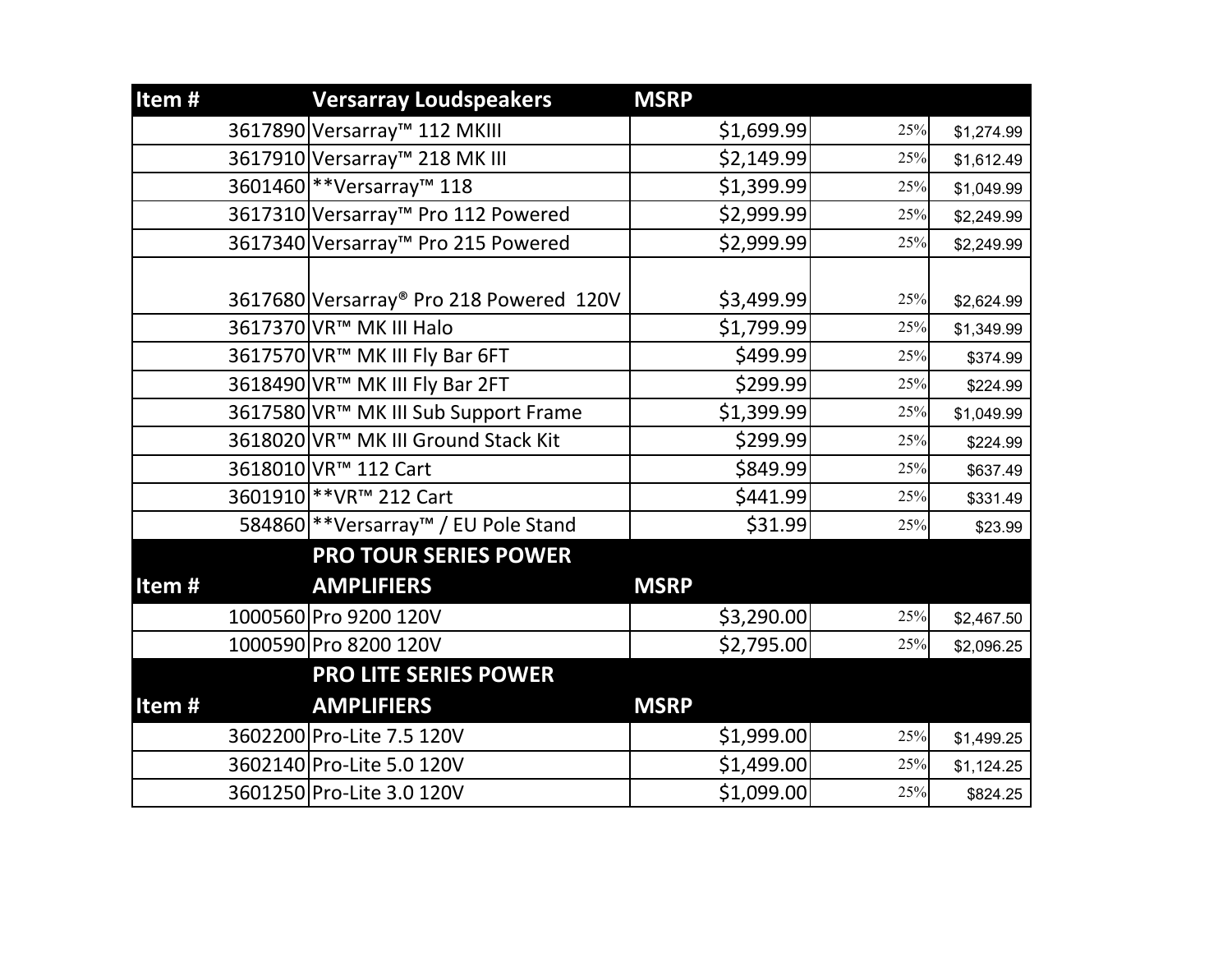| Item # | Versarray Loudspeakers | MSRP | | |
|---|---|---|---|---|
| 3617890 | Versarray™ 112 MKIII | $1,699.99 | 25% | $1,274.99 |
| 3617910 | Versarray™ 218 MK III | $2,149.99 | 25% | $1,612.49 |
| 3601460 | **Versarray™ 118 | $1,399.99 | 25% | $1,049.99 |
| 3617310 | Versarray™ Pro 112 Powered | $2,999.99 | 25% | $2,249.99 |
| 3617340 | Versarray™ Pro 215 Powered | $2,999.99 | 25% | $2,249.99 |
| 3617680 | Versarray® Pro 218 Powered 120V | $3,499.99 | 25% | $2,624.99 |
| 3617370 | VR™ MK III Halo | $1,799.99 | 25% | $1,349.99 |
| 3617570 | VR™ MK III Fly Bar 6FT | $499.99 | 25% | $374.99 |
| 3618490 | VR™ MK III Fly Bar 2FT | $299.99 | 25% | $224.99 |
| 3617580 | VR™ MK III Sub Support Frame | $1,399.99 | 25% | $1,049.99 |
| 3618020 | VR™ MK III Ground Stack Kit | $299.99 | 25% | $224.99 |
| 3618010 | VR™ 112 Cart | $849.99 | 25% | $637.49 |
| 3601910 | **VR™ 212 Cart | $441.99 | 25% | $331.49 |
| 584860 | **Versarray™ / EU Pole Stand | $31.99 | 25% | $23.99 |
| **Item #** | **PRO TOUR SERIES POWER AMPLIFIERS** | **MSRP** | | |
| 1000560 | Pro 9200 120V | $3,290.00 | 25% | $2,467.50 |
| 1000590 | Pro 8200 120V | $2,795.00 | 25% | $2,096.25 |
| **Item #** | **PRO LITE SERIES POWER AMPLIFIERS** | **MSRP** | | |
| 3602200 | Pro-Lite 7.5 120V | $1,999.00 | 25% | $1,499.25 |
| 3602140 | Pro-Lite 5.0 120V | $1,499.00 | 25% | $1,124.25 |
| 3601250 | Pro-Lite 3.0 120V | $1,099.00 | 25% | $824.25 |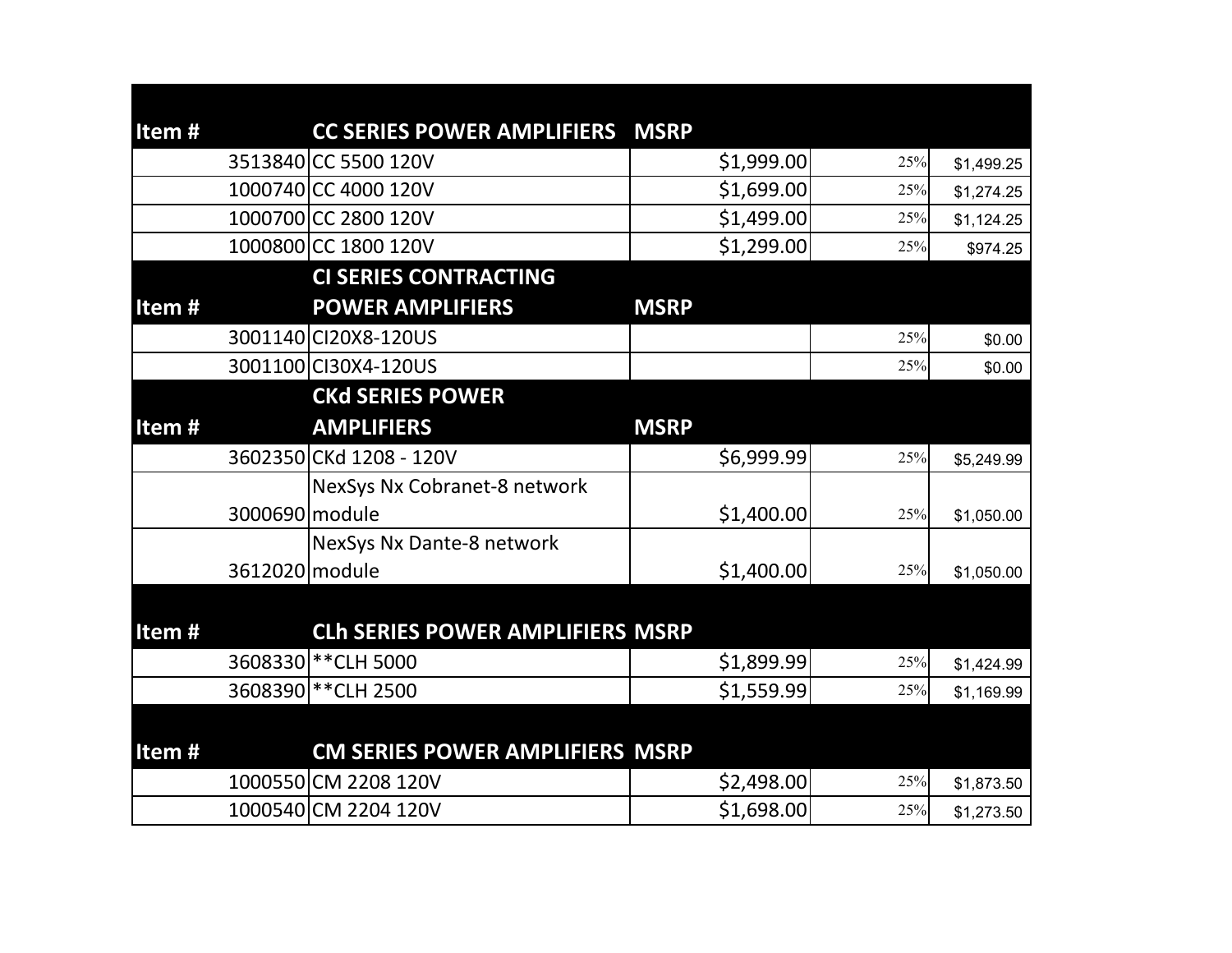| Item # | CC SERIES POWER AMPLIFIERS | MSRP | | |
| --- | --- | --- | --- | --- |
| 3513840 | CC 5500 120V | $1,999.00 | 25% | $1,499.25 |
| 1000740 | CC 4000 120V | $1,699.00 | 25% | $1,274.25 |
| 1000700 | CC 2800 120V | $1,499.00 | 25% | $1,124.25 |
| 1000800 | CC 1800 120V | $1,299.00 | 25% | $974.25 |
| **Item #** | **CI SERIES CONTRACTING POWER AMPLIFIERS** | **MSRP** | | |
| 3001140 | CI20X8-120US | | 25% | $0.00 |
| 3001100 | CI30X4-120US | | 25% | $0.00 |
| **Item #** | **CKd SERIES POWER AMPLIFIERS** | **MSRP** | | |
| 3602350 | CKd 1208 - 120V | $6,999.99 | 25% | $5,249.99 |
| 3000690 | NexSys Nx Cobranet-8 network module | $1,400.00 | 25% | $1,050.00 |
| 3612020 | NexSys Nx Dante-8 network module | $1,400.00 | 25% | $1,050.00 |
| **Item #** | **CLh SERIES POWER AMPLIFIERS** | **MSRP** | | |
| 3608330 | **CLH 5000 | $1,899.99 | 25% | $1,424.99 |
| 3608390 | **CLH 2500 | $1,559.99 | 25% | $1,169.99 |
| **Item #** | **CM SERIES POWER AMPLIFIERS** | **MSRP** | | |
| 1000550 | CM 2208 120V | $2,498.00 | 25% | $1,873.50 |
| 1000540 | CM 2204 120V | $1,698.00 | 25% | $1,273.50 |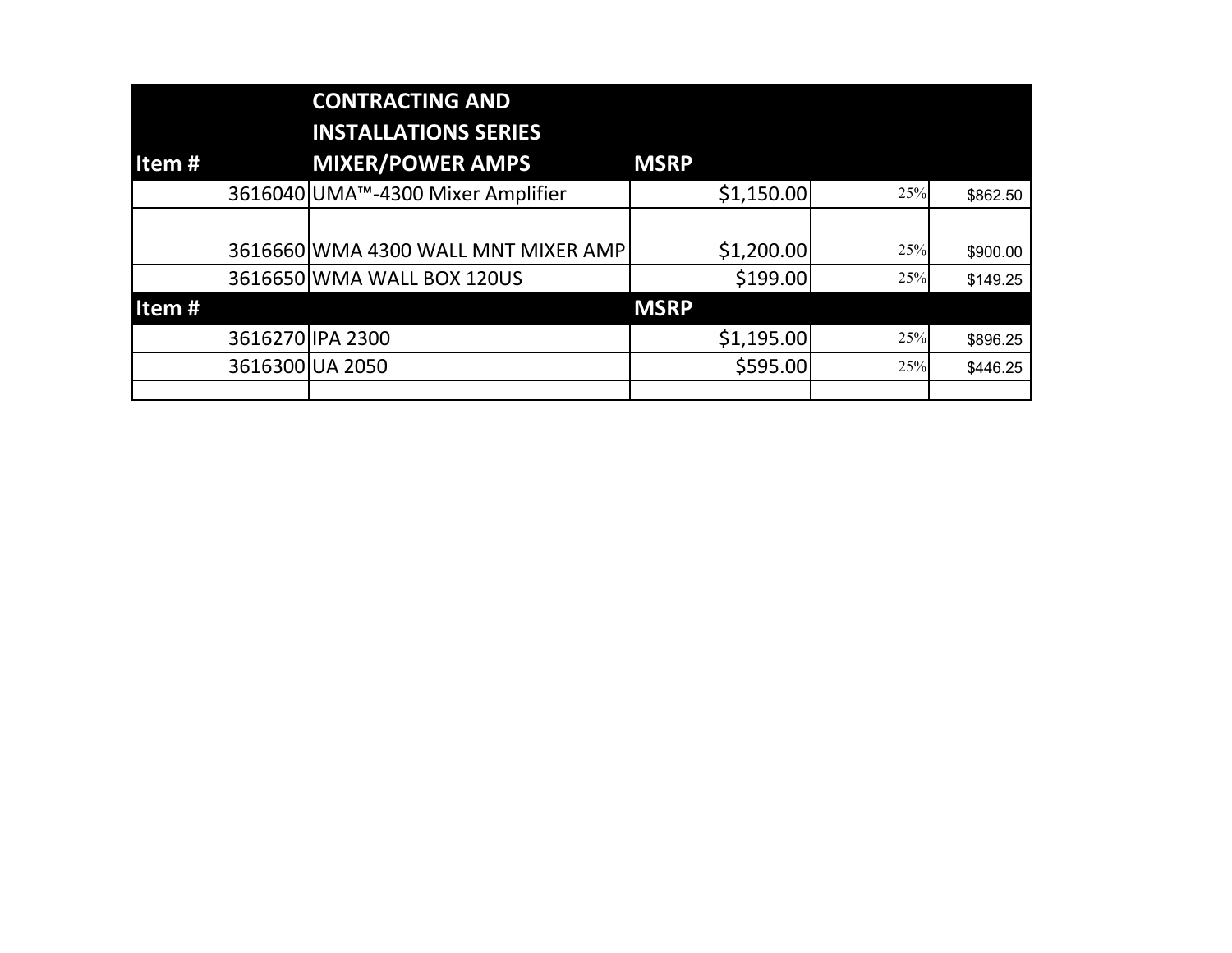| Item # | CONTRACTING AND INSTALLATIONS SERIES MIXER/POWER AMPS | MSRP | | |
|---|---|---|---|---|
| 3616040 | UMA™-4300 Mixer Amplifier | $1,150.00 | 25% | $862.50 |
| 3616660 | WMA 4300 WALL MNT MIXER AMP | $1,200.00 | 25% | $900.00 |
| 3616650 | WMA WALL BOX 120US | $199.00 | 25% | $149.25 |
| **Item #** | | **MSRP** | | |
| 3616270 | IPA 2300 | $1,195.00 | 25% | $896.25 |
| 3616300 | UA 2050 | $595.00 | 25% | $446.25 |
| | | | | |